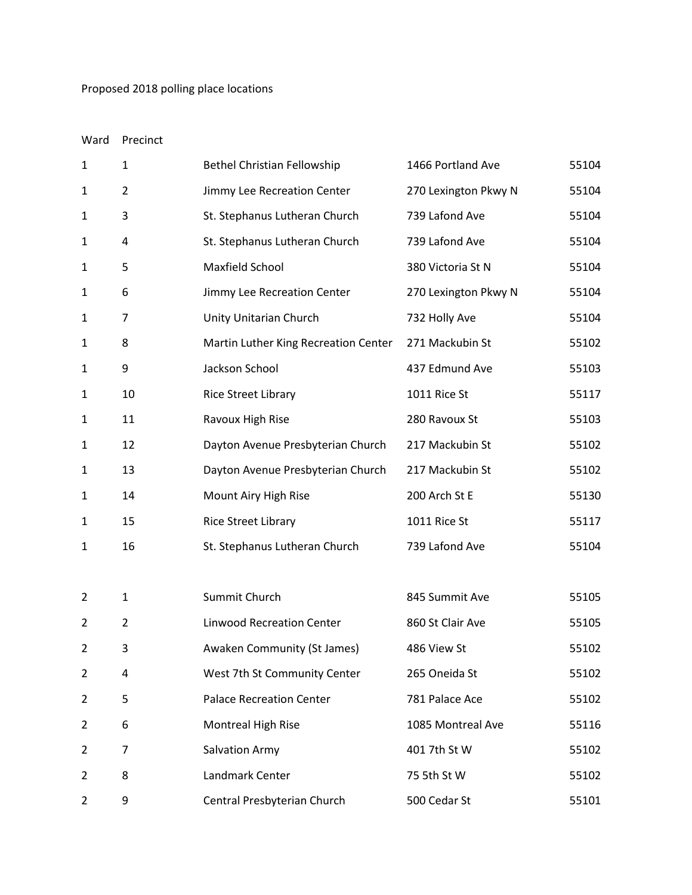Proposed 2018 polling place locations

| Ward | Precinct | | | |
|---|---|---|---|---|
| 1 | 1 | Bethel Christian Fellowship | 1466 Portland Ave | 55104 |
| 1 | 2 | Jimmy Lee Recreation Center | 270 Lexington Pkwy N | 55104 |
| 1 | 3 | St. Stephanus Lutheran Church | 739 Lafond Ave | 55104 |
| 1 | 4 | St. Stephanus Lutheran Church | 739 Lafond Ave | 55104 |
| 1 | 5 | Maxfield School | 380 Victoria St N | 55104 |
| 1 | 6 | Jimmy Lee Recreation Center | 270 Lexington Pkwy N | 55104 |
| 1 | 7 | Unity Unitarian Church | 732 Holly Ave | 55104 |
| 1 | 8 | Martin Luther King Recreation Center | 271 Mackubin St | 55102 |
| 1 | 9 | Jackson School | 437 Edmund Ave | 55103 |
| 1 | 10 | Rice Street Library | 1011 Rice St | 55117 |
| 1 | 11 | Ravoux High Rise | 280 Ravoux St | 55103 |
| 1 | 12 | Dayton Avenue Presbyterian Church | 217 Mackubin St | 55102 |
| 1 | 13 | Dayton Avenue Presbyterian Church | 217 Mackubin St | 55102 |
| 1 | 14 | Mount Airy High Rise | 200 Arch St E | 55130 |
| 1 | 15 | Rice Street Library | 1011 Rice St | 55117 |
| 1 | 16 | St. Stephanus Lutheran Church | 739 Lafond Ave | 55104 |
| | | | | |
| 2 | 1 | Summit Church | 845 Summit Ave | 55105 |
| 2 | 2 | Linwood Recreation Center | 860 St Clair Ave | 55105 |
| 2 | 3 | Awaken Community (St James) | 486 View St | 55102 |
| 2 | 4 | West 7th St Community Center | 265 Oneida St | 55102 |
| 2 | 5 | Palace Recreation Center | 781 Palace Ace | 55102 |
| 2 | 6 | Montreal High Rise | 1085 Montreal Ave | 55116 |
| 2 | 7 | Salvation Army | 401 7th St W | 55102 |
| 2 | 8 | Landmark Center | 75 5th St W | 55102 |
| 2 | 9 | Central Presbyterian Church | 500 Cedar St | 55101 |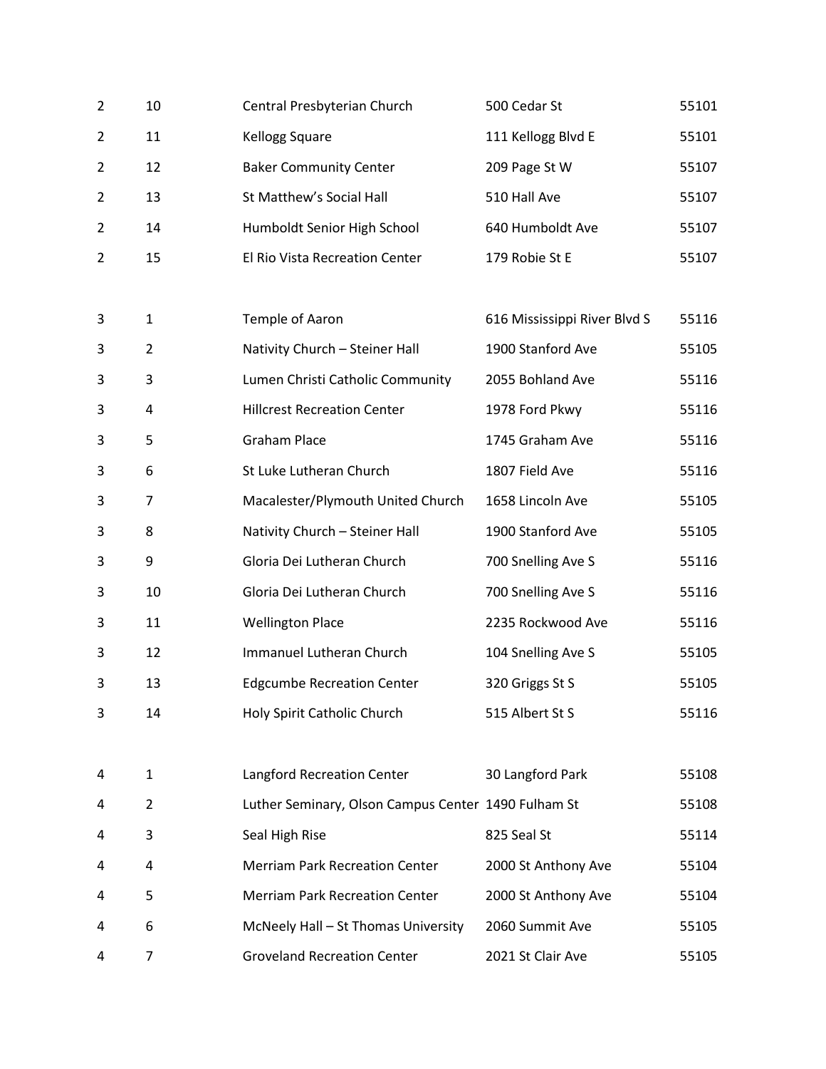| | | | | |
|---|---|---|---|---|
| 2 | 10 | Central Presbyterian Church | 500 Cedar St | 55101 |
| 2 | 11 | Kellogg Square | 111 Kellogg Blvd E | 55101 |
| 2 | 12 | Baker Community Center | 209 Page St W | 55107 |
| 2 | 13 | St Matthew's Social Hall | 510 Hall Ave | 55107 |
| 2 | 14 | Humboldt Senior High School | 640 Humboldt Ave | 55107 |
| 2 | 15 | El Rio Vista Recreation Center | 179 Robie St E | 55107 |
| | | | | |
| 3 | 1 | Temple of Aaron | 616 Mississippi River Blvd S | 55116 |
| 3 | 2 | Nativity Church – Steiner Hall | 1900 Stanford Ave | 55105 |
| 3 | 3 | Lumen Christi Catholic Community | 2055 Bohland Ave | 55116 |
| 3 | 4 | Hillcrest Recreation Center | 1978 Ford Pkwy | 55116 |
| 3 | 5 | Graham Place | 1745 Graham Ave | 55116 |
| 3 | 6 | St Luke Lutheran Church | 1807 Field Ave | 55116 |
| 3 | 7 | Macalester/Plymouth United Church | 1658 Lincoln Ave | 55105 |
| 3 | 8 | Nativity Church – Steiner Hall | 1900 Stanford Ave | 55105 |
| 3 | 9 | Gloria Dei Lutheran Church | 700 Snelling Ave S | 55116 |
| 3 | 10 | Gloria Dei Lutheran Church | 700 Snelling Ave S | 55116 |
| 3 | 11 | Wellington Place | 2235 Rockwood Ave | 55116 |
| 3 | 12 | Immanuel Lutheran Church | 104 Snelling Ave S | 55105 |
| 3 | 13 | Edgcumbe Recreation Center | 320 Griggs St S | 55105 |
| 3 | 14 | Holy Spirit Catholic Church | 515 Albert St S | 55116 |
| | | | | |
| 4 | 1 | Langford Recreation Center | 30 Langford Park | 55108 |
| 4 | 2 | Luther Seminary, Olson Campus Center | 1490 Fulham St | 55108 |
| 4 | 3 | Seal High Rise | 825 Seal St | 55114 |
| 4 | 4 | Merriam Park Recreation Center | 2000 St Anthony Ave | 55104 |
| 4 | 5 | Merriam Park Recreation Center | 2000 St Anthony Ave | 55104 |
| 4 | 6 | McNeely Hall – St Thomas University | 2060 Summit Ave | 55105 |
| 4 | 7 | Groveland Recreation Center | 2021 St Clair Ave | 55105 |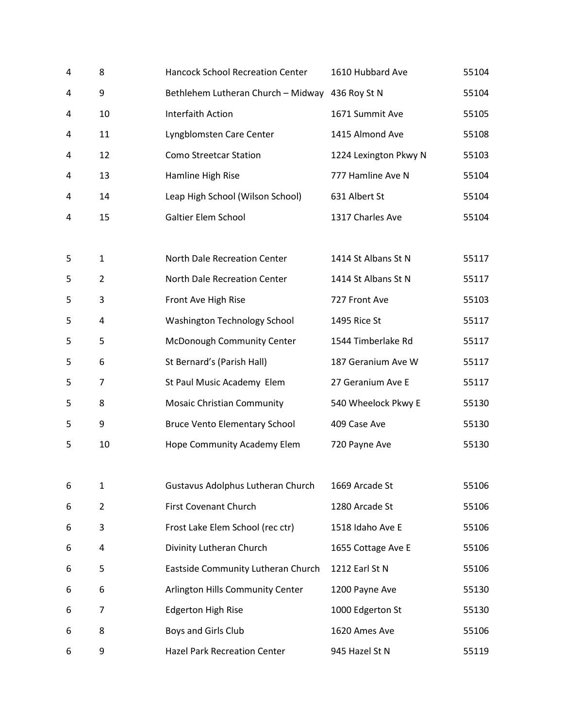| | | | | |
|---|---|---|---|---|
| 4 | 8 | Hancock School Recreation Center | 1610 Hubbard Ave | 55104 |
| 4 | 9 | Bethlehem Lutheran Church – Midway | 436 Roy St N | 55104 |
| 4 | 10 | Interfaith Action | 1671 Summit Ave | 55105 |
| 4 | 11 | Lyngblomsten Care Center | 1415 Almond Ave | 55108 |
| 4 | 12 | Como Streetcar Station | 1224 Lexington Pkwy N | 55103 |
| 4 | 13 | Hamline High Rise | 777 Hamline Ave N | 55104 |
| 4 | 14 | Leap High School (Wilson School) | 631 Albert St | 55104 |
| 4 | 15 | Galtier Elem School | 1317 Charles Ave | 55104 |
| | | | | |
| 5 | 1 | North Dale Recreation Center | 1414 St Albans St N | 55117 |
| 5 | 2 | North Dale Recreation Center | 1414 St Albans St N | 55117 |
| 5 | 3 | Front Ave High Rise | 727 Front Ave | 55103 |
| 5 | 4 | Washington Technology School | 1495 Rice St | 55117 |
| 5 | 5 | McDonough Community Center | 1544 Timberlake Rd | 55117 |
| 5 | 6 | St Bernard's (Parish Hall) | 187 Geranium Ave W | 55117 |
| 5 | 7 | St Paul Music Academy Elem | 27 Geranium Ave E | 55117 |
| 5 | 8 | Mosaic Christian Community | 540 Wheelock Pkwy E | 55130 |
| 5 | 9 | Bruce Vento Elementary School | 409 Case Ave | 55130 |
| 5 | 10 | Hope Community Academy Elem | 720 Payne Ave | 55130 |
| | | | | |
| 6 | 1 | Gustavus Adolphus Lutheran Church | 1669 Arcade St | 55106 |
| 6 | 2 | First Covenant Church | 1280 Arcade St | 55106 |
| 6 | 3 | Frost Lake Elem School (rec ctr) | 1518 Idaho Ave E | 55106 |
| 6 | 4 | Divinity Lutheran Church | 1655 Cottage Ave E | 55106 |
| 6 | 5 | Eastside Community Lutheran Church | 1212 Earl St N | 55106 |
| 6 | 6 | Arlington Hills Community Center | 1200 Payne Ave | 55130 |
| 6 | 7 | Edgerton High Rise | 1000 Edgerton St | 55130 |
| 6 | 8 | Boys and Girls Club | 1620 Ames Ave | 55106 |
| 6 | 9 | Hazel Park Recreation Center | 945 Hazel St N | 55119 |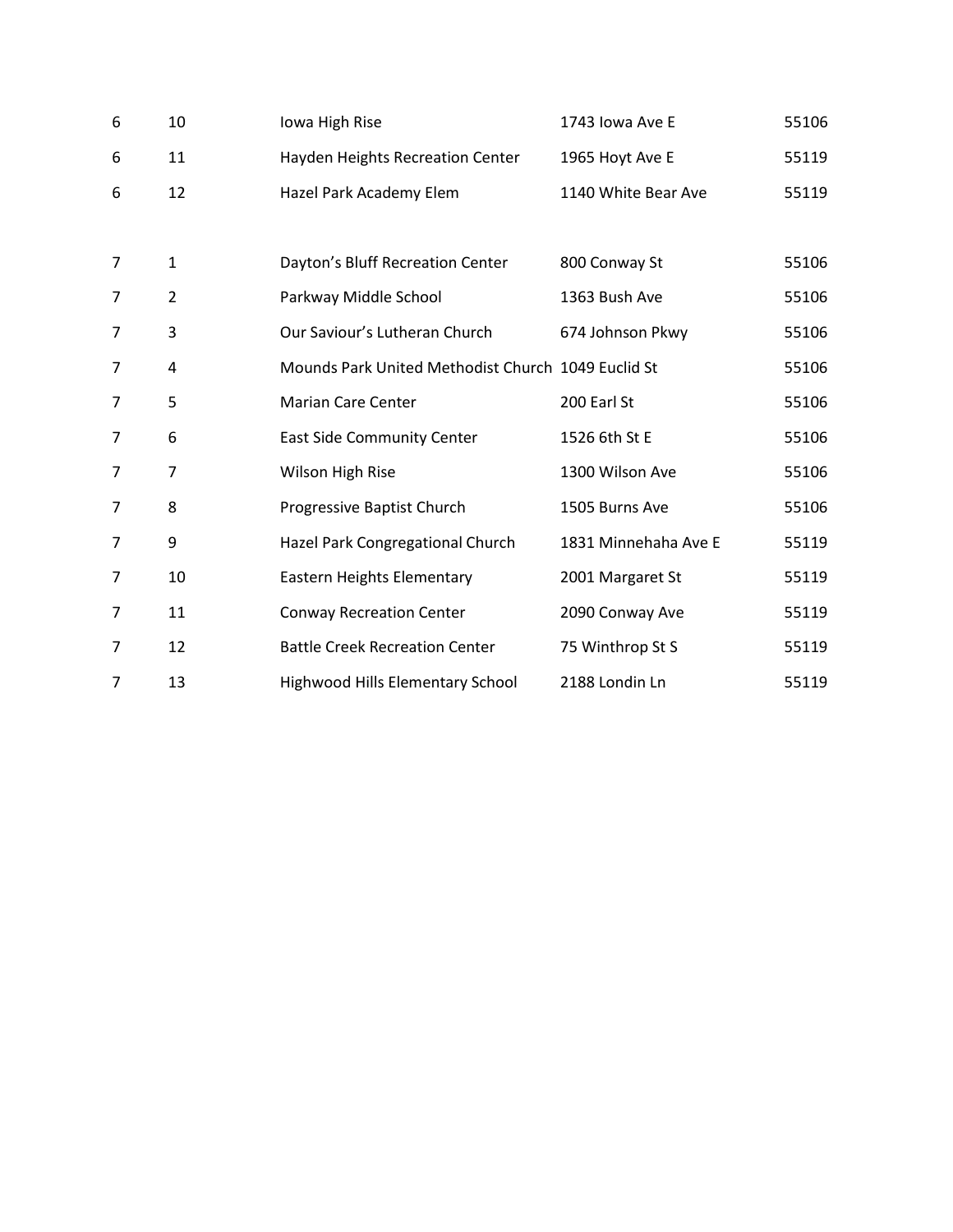| | | | | |
|---|---|---|---|---|
| 6 | 10 | Iowa High Rise | 1743 Iowa Ave E | 55106 |
| 6 | 11 | Hayden Heights Recreation Center | 1965 Hoyt Ave E | 55119 |
| 6 | 12 | Hazel Park Academy Elem | 1140 White Bear Ave | 55119 |
| 7 | 1 | Dayton's Bluff Recreation Center | 800 Conway St | 55106 |
| 7 | 2 | Parkway Middle School | 1363 Bush Ave | 55106 |
| 7 | 3 | Our Saviour's Lutheran Church | 674 Johnson Pkwy | 55106 |
| 7 | 4 | Mounds Park United Methodist Church | 1049 Euclid St | 55106 |
| 7 | 5 | Marian Care Center | 200 Earl St | 55106 |
| 7 | 6 | East Side Community Center | 1526 6th St E | 55106 |
| 7 | 7 | Wilson High Rise | 1300 Wilson Ave | 55106 |
| 7 | 8 | Progressive Baptist Church | 1505 Burns Ave | 55106 |
| 7 | 9 | Hazel Park Congregational Church | 1831 Minnehaha Ave E | 55119 |
| 7 | 10 | Eastern Heights Elementary | 2001 Margaret St | 55119 |
| 7 | 11 | Conway Recreation Center | 2090 Conway Ave | 55119 |
| 7 | 12 | Battle Creek Recreation Center | 75 Winthrop St S | 55119 |
| 7 | 13 | Highwood Hills Elementary School | 2188 Londin Ln | 55119 |